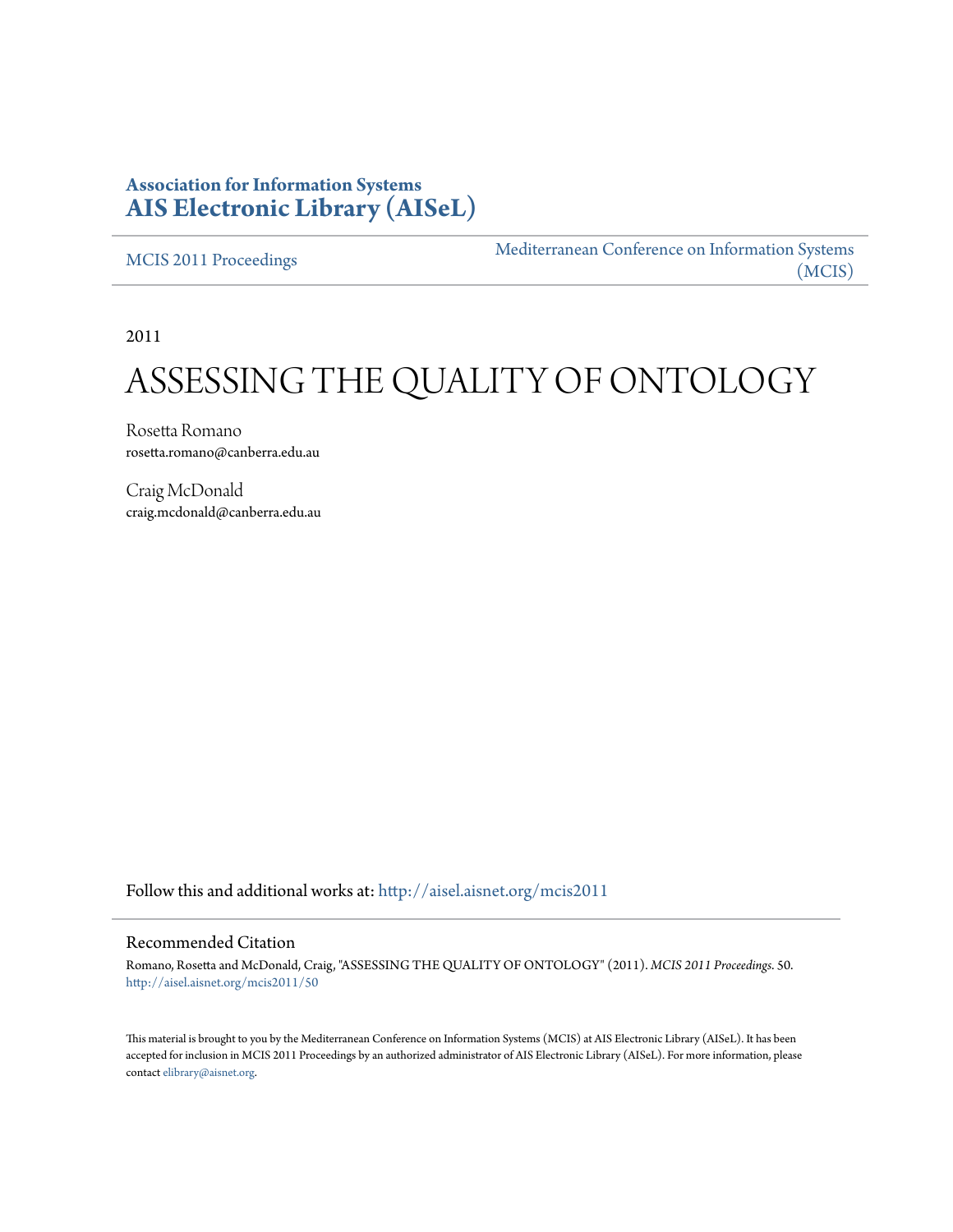**Association for Information Systems**
**AIS Electronic Library (AISeL)**

MCIS 2011 Proceedings

Mediterranean Conference on Information Systems (MCIS)

2011

# ASSESSING THE QUALITY OF ONTOLOGY

Rosetta Romano
rosetta.romano@canberra.edu.au

Craig McDonald
craig.mcdonald@canberra.edu.au

Follow this and additional works at: http://aisel.aisnet.org/mcis2011

## Recommended Citation

Romano, Rosetta and McDonald, Craig, "ASSESSING THE QUALITY OF ONTOLOGY" (2011). *MCIS 2011 Proceedings*. 50.
http://aisel.aisnet.org/mcis2011/50

This material is brought to you by the Mediterranean Conference on Information Systems (MCIS) at AIS Electronic Library (AISeL). It has been accepted for inclusion in MCIS 2011 Proceedings by an authorized administrator of AIS Electronic Library (AISeL). For more information, please contact elibrary@aisnet.org.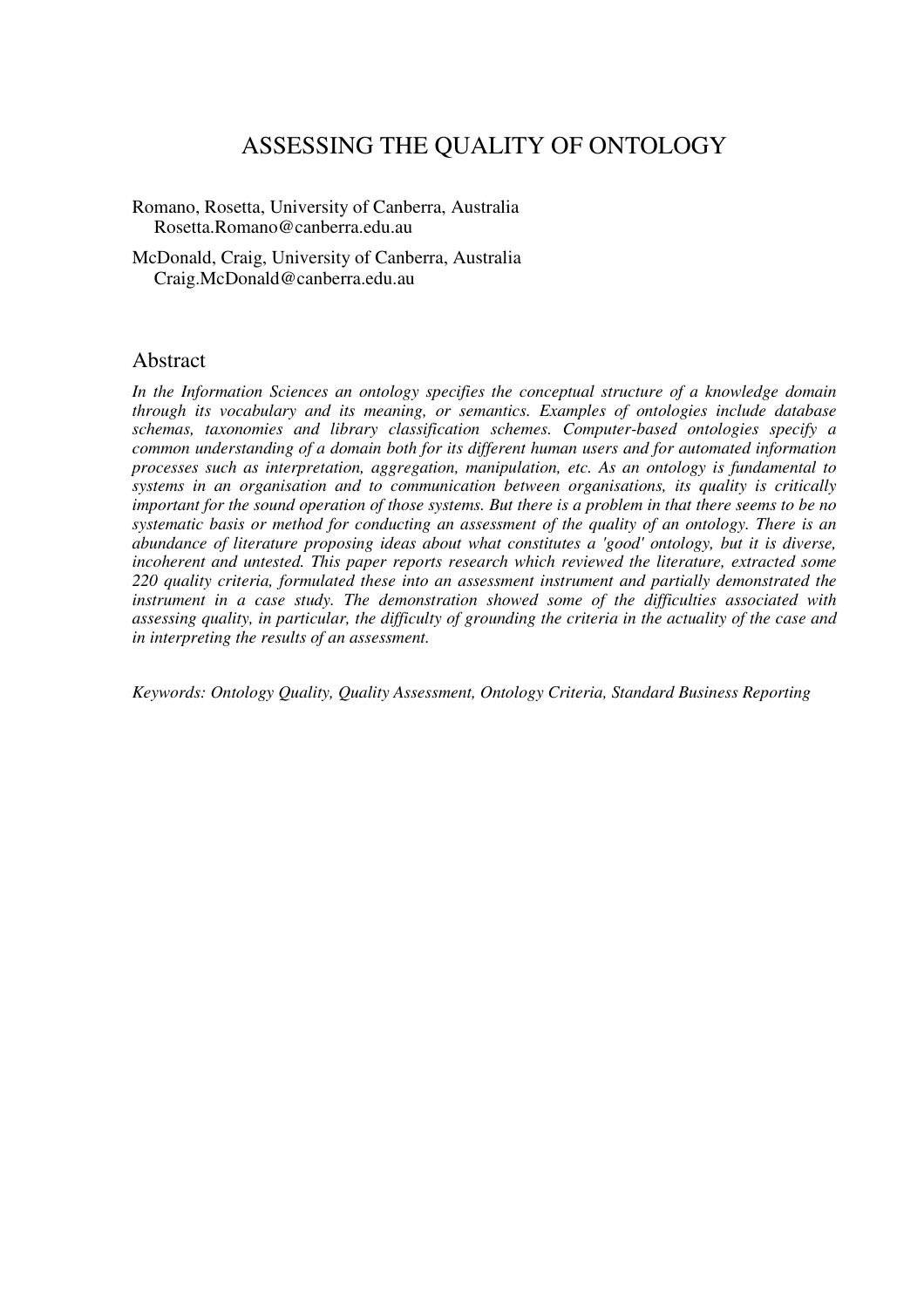# ASSESSING THE QUALITY OF ONTOLOGY

Romano, Rosetta, University of Canberra, Australia
Rosetta.Romano@canberra.edu.au

McDonald, Craig, University of Canberra, Australia
Craig.McDonald@canberra.edu.au

## Abstract

*In the Information Sciences an ontology specifies the conceptual structure of a knowledge domain through its vocabulary and its meaning, or semantics. Examples of ontologies include database schemas, taxonomies and library classification schemes. Computer-based ontologies specify a common understanding of a domain both for its different human users and for automated information processes such as interpretation, aggregation, manipulation, etc. As an ontology is fundamental to systems in an organisation and to communication between organisations, its quality is critically important for the sound operation of those systems. But there is a problem in that there seems to be no systematic basis or method for conducting an assessment of the quality of an ontology. There is an abundance of literature proposing ideas about what constitutes a 'good' ontology, but it is diverse, incoherent and untested. This paper reports research which reviewed the literature, extracted some 220 quality criteria, formulated these into an assessment instrument and partially demonstrated the instrument in a case study. The demonstration showed some of the difficulties associated with assessing quality, in particular, the difficulty of grounding the criteria in the actuality of the case and in interpreting the results of an assessment.*

*Keywords: Ontology Quality, Quality Assessment, Ontology Criteria, Standard Business Reporting*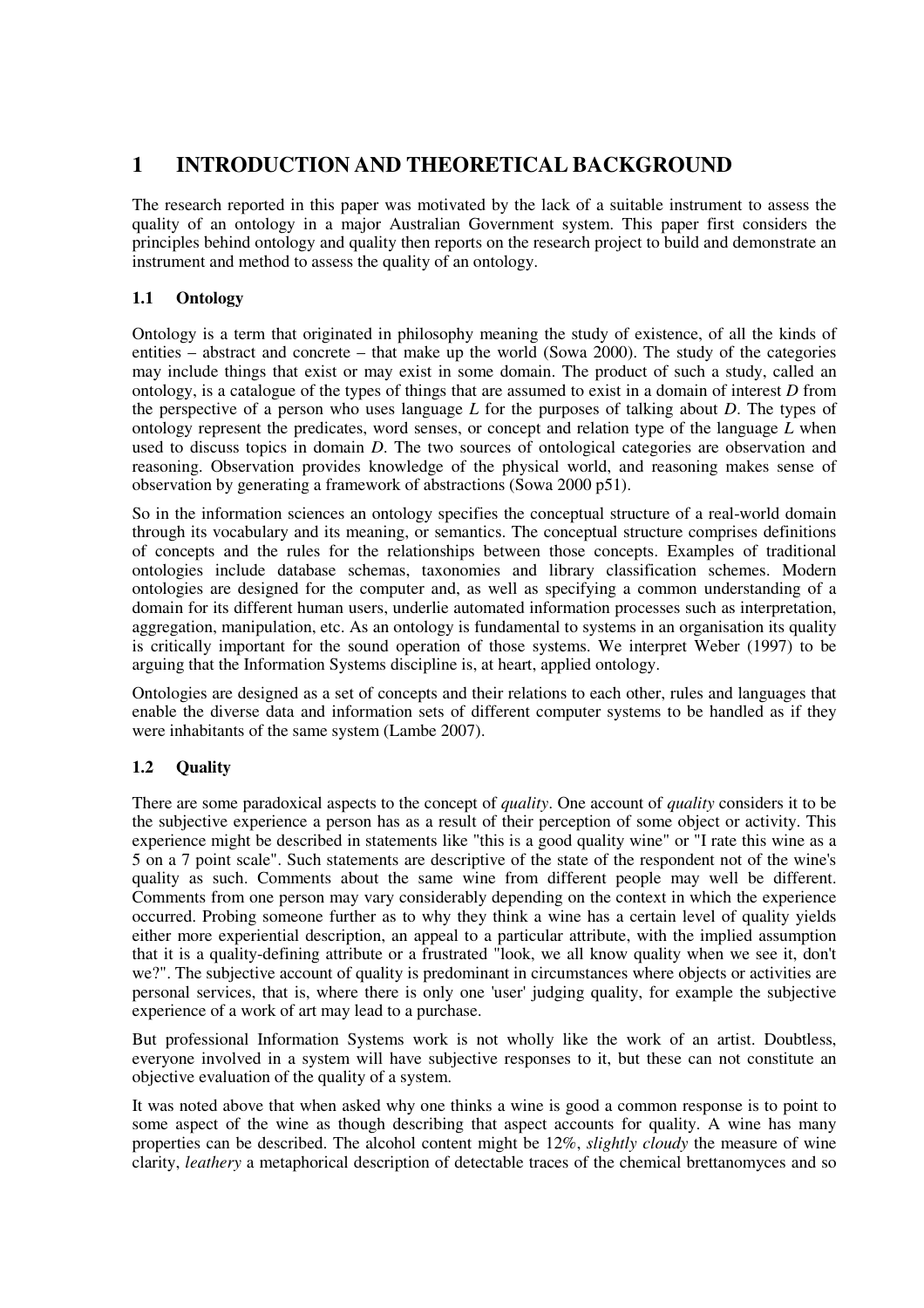# 1 INTRODUCTION AND THEORETICAL BACKGROUND

The research reported in this paper was motivated by the lack of a suitable instrument to assess the quality of an ontology in a major Australian Government system. This paper first considers the principles behind ontology and quality then reports on the research project to build and demonstrate an instrument and method to assess the quality of an ontology.

## 1.1 Ontology

Ontology is a term that originated in philosophy meaning the study of existence, of all the kinds of entities – abstract and concrete – that make up the world (Sowa 2000). The study of the categories may include things that exist or may exist in some domain. The product of such a study, called an ontology, is a catalogue of the types of things that are assumed to exist in a domain of interest *D* from the perspective of a person who uses language *L* for the purposes of talking about *D*. The types of ontology represent the predicates, word senses, or concept and relation type of the language *L* when used to discuss topics in domain *D*. The two sources of ontological categories are observation and reasoning. Observation provides knowledge of the physical world, and reasoning makes sense of observation by generating a framework of abstractions (Sowa 2000 p51).

So in the information sciences an ontology specifies the conceptual structure of a real-world domain through its vocabulary and its meaning, or semantics. The conceptual structure comprises definitions of concepts and the rules for the relationships between those concepts. Examples of traditional ontologies include database schemas, taxonomies and library classification schemes. Modern ontologies are designed for the computer and, as well as specifying a common understanding of a domain for its different human users, underlie automated information processes such as interpretation, aggregation, manipulation, etc. As an ontology is fundamental to systems in an organisation its quality is critically important for the sound operation of those systems. We interpret Weber (1997) to be arguing that the Information Systems discipline is, at heart, applied ontology.

Ontologies are designed as a set of concepts and their relations to each other, rules and languages that enable the diverse data and information sets of different computer systems to be handled as if they were inhabitants of the same system (Lambe 2007).

## 1.2 Quality

There are some paradoxical aspects to the concept of *quality*. One account of *quality* considers it to be the subjective experience a person has as a result of their perception of some object or activity. This experience might be described in statements like "this is a good quality wine" or "I rate this wine as a 5 on a 7 point scale". Such statements are descriptive of the state of the respondent not of the wine's quality as such. Comments about the same wine from different people may well be different. Comments from one person may vary considerably depending on the context in which the experience occurred. Probing someone further as to why they think a wine has a certain level of quality yields either more experiential description, an appeal to a particular attribute, with the implied assumption that it is a quality-defining attribute or a frustrated "look, we all know quality when we see it, don't we?". The subjective account of quality is predominant in circumstances where objects or activities are personal services, that is, where there is only one 'user' judging quality, for example the subjective experience of a work of art may lead to a purchase.

But professional Information Systems work is not wholly like the work of an artist. Doubtless, everyone involved in a system will have subjective responses to it, but these can not constitute an objective evaluation of the quality of a system.

It was noted above that when asked why one thinks a wine is good a common response is to point to some aspect of the wine as though describing that aspect accounts for quality. A wine has many properties can be described. The alcohol content might be 12%, *slightly cloudy* the measure of wine clarity, *leathery* a metaphorical description of detectable traces of the chemical brettanomyces and so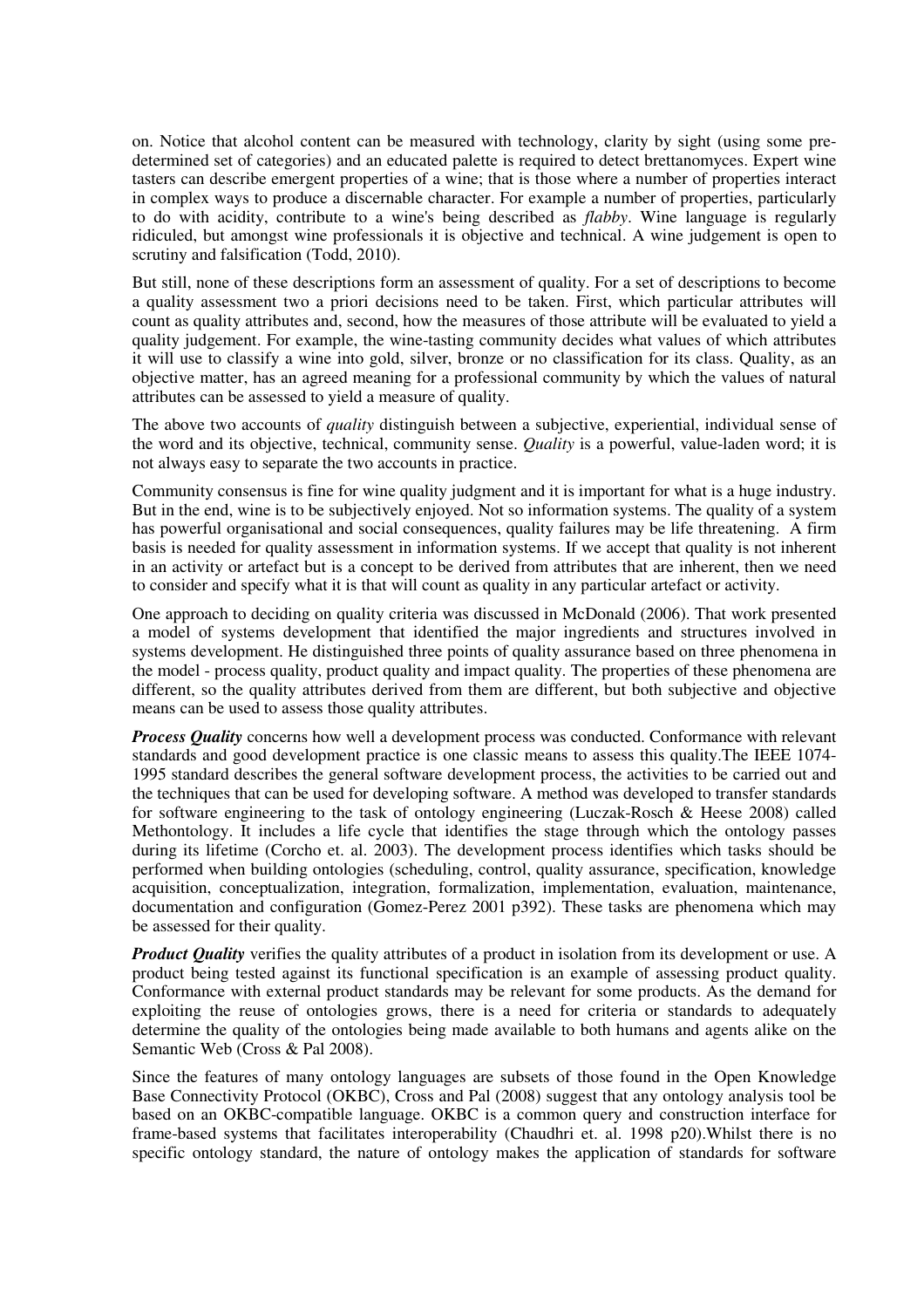on. Notice that alcohol content can be measured with technology, clarity by sight (using some pre-determined set of categories) and an educated palette is required to detect brettanomyces. Expert wine tasters can describe emergent properties of a wine; that is those where a number of properties interact in complex ways to produce a discernable character. For example a number of properties, particularly to do with acidity, contribute to a wine's being described as *flabby*. Wine language is regularly ridiculed, but amongst wine professionals it is objective and technical. A wine judgement is open to scrutiny and falsification (Todd, 2010).

But still, none of these descriptions form an assessment of quality. For a set of descriptions to become a quality assessment two a priori decisions need to be taken. First, which particular attributes will count as quality attributes and, second, how the measures of those attribute will be evaluated to yield a quality judgement. For example, the wine-tasting community decides what values of which attributes it will use to classify a wine into gold, silver, bronze or no classification for its class. Quality, as an objective matter, has an agreed meaning for a professional community by which the values of natural attributes can be assessed to yield a measure of quality.

The above two accounts of *quality* distinguish between a subjective, experiential, individual sense of the word and its objective, technical, community sense. *Quality* is a powerful, value-laden word; it is not always easy to separate the two accounts in practice.

Community consensus is fine for wine quality judgment and it is important for what is a huge industry. But in the end, wine is to be subjectively enjoyed. Not so information systems. The quality of a system has powerful organisational and social consequences, quality failures may be life threatening. A firm basis is needed for quality assessment in information systems. If we accept that quality is not inherent in an activity or artefact but is a concept to be derived from attributes that are inherent, then we need to consider and specify what it is that will count as quality in any particular artefact or activity.

One approach to deciding on quality criteria was discussed in McDonald (2006). That work presented a model of systems development that identified the major ingredients and structures involved in systems development. He distinguished three points of quality assurance based on three phenomena in the model - process quality, product quality and impact quality. The properties of these phenomena are different, so the quality attributes derived from them are different, but both subjective and objective means can be used to assess those quality attributes.

***Process Quality*** concerns how well a development process was conducted. Conformance with relevant standards and good development practice is one classic means to assess this quality.The IEEE 1074-1995 standard describes the general software development process, the activities to be carried out and the techniques that can be used for developing software. A method was developed to transfer standards for software engineering to the task of ontology engineering (Luczak-Rosch & Heese 2008) called Methontology. It includes a life cycle that identifies the stage through which the ontology passes during its lifetime (Corcho et. al. 2003). The development process identifies which tasks should be performed when building ontologies (scheduling, control, quality assurance, specification, knowledge acquisition, conceptualization, integration, formalization, implementation, evaluation, maintenance, documentation and configuration (Gomez-Perez 2001 p392). These tasks are phenomena which may be assessed for their quality.

***Product Quality*** verifies the quality attributes of a product in isolation from its development or use. A product being tested against its functional specification is an example of assessing product quality. Conformance with external product standards may be relevant for some products. As the demand for exploiting the reuse of ontologies grows, there is a need for criteria or standards to adequately determine the quality of the ontologies being made available to both humans and agents alike on the Semantic Web (Cross & Pal 2008).

Since the features of many ontology languages are subsets of those found in the Open Knowledge Base Connectivity Protocol (OKBC), Cross and Pal (2008) suggest that any ontology analysis tool be based on an OKBC-compatible language. OKBC is a common query and construction interface for frame-based systems that facilitates interoperability (Chaudhri et. al. 1998 p20).Whilst there is no specific ontology standard, the nature of ontology makes the application of standards for software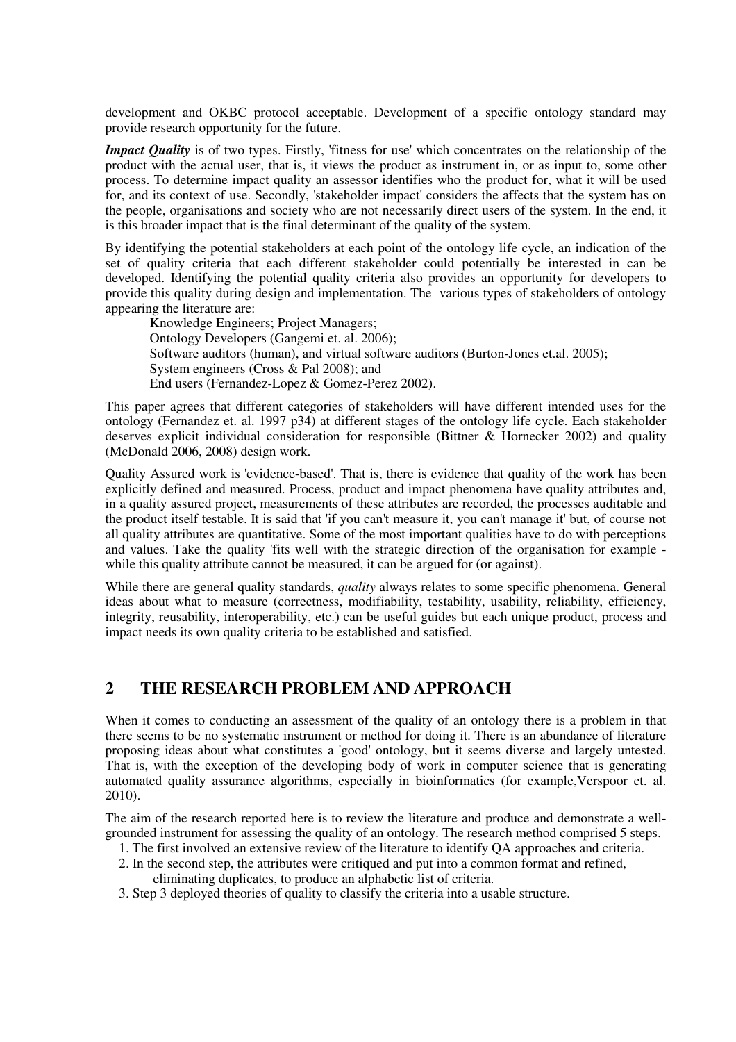development and OKBC protocol acceptable. Development of a specific ontology standard may provide research opportunity for the future.

***Impact Quality*** is of two types. Firstly, 'fitness for use' which concentrates on the relationship of the product with the actual user, that is, it views the product as instrument in, or as input to, some other process. To determine impact quality an assessor identifies who the product for, what it will be used for, and its context of use. Secondly, 'stakeholder impact' considers the affects that the system has on the people, organisations and society who are not necessarily direct users of the system. In the end, it is this broader impact that is the final determinant of the quality of the system.

By identifying the potential stakeholders at each point of the ontology life cycle, an indication of the set of quality criteria that each different stakeholder could potentially be interested in can be developed. Identifying the potential quality criteria also provides an opportunity for developers to provide this quality during design and implementation. The various types of stakeholders of ontology appearing the literature are:

Knowledge Engineers; Project Managers;
Ontology Developers (Gangemi et. al. 2006);
Software auditors (human), and virtual software auditors (Burton-Jones et.al. 2005);
System engineers (Cross & Pal 2008); and
End users (Fernandez-Lopez & Gomez-Perez 2002).

This paper agrees that different categories of stakeholders will have different intended uses for the ontology (Fernandez et. al. 1997 p34) at different stages of the ontology life cycle. Each stakeholder deserves explicit individual consideration for responsible (Bittner & Hornecker 2002) and quality (McDonald 2006, 2008) design work.

Quality Assured work is 'evidence-based'. That is, there is evidence that quality of the work has been explicitly defined and measured. Process, product and impact phenomena have quality attributes and, in a quality assured project, measurements of these attributes are recorded, the processes auditable and the product itself testable. It is said that 'if you can't measure it, you can't manage it' but, of course not all quality attributes are quantitative. Some of the most important qualities have to do with perceptions and values. Take the quality 'fits well with the strategic direction of the organisation for example - while this quality attribute cannot be measured, it can be argued for (or against).

While there are general quality standards, *quality* always relates to some specific phenomena. General ideas about what to measure (correctness, modifiability, testability, usability, reliability, efficiency, integrity, reusability, interoperability, etc.) can be useful guides but each unique product, process and impact needs its own quality criteria to be established and satisfied.

## 2 THE RESEARCH PROBLEM AND APPROACH

When it comes to conducting an assessment of the quality of an ontology there is a problem in that there seems to be no systematic instrument or method for doing it. There is an abundance of literature proposing ideas about what constitutes a 'good' ontology, but it seems diverse and largely untested. That is, with the exception of the developing body of work in computer science that is generating automated quality assurance algorithms, especially in bioinformatics (for example,Verspoor et. al. 2010).

The aim of the research reported here is to review the literature and produce and demonstrate a well-grounded instrument for assessing the quality of an ontology. The research method comprised 5 steps.

1. The first involved an extensive review of the literature to identify QA approaches and criteria.
2. In the second step, the attributes were critiqued and put into a common format and refined, eliminating duplicates, to produce an alphabetic list of criteria.
3. Step 3 deployed theories of quality to classify the criteria into a usable structure.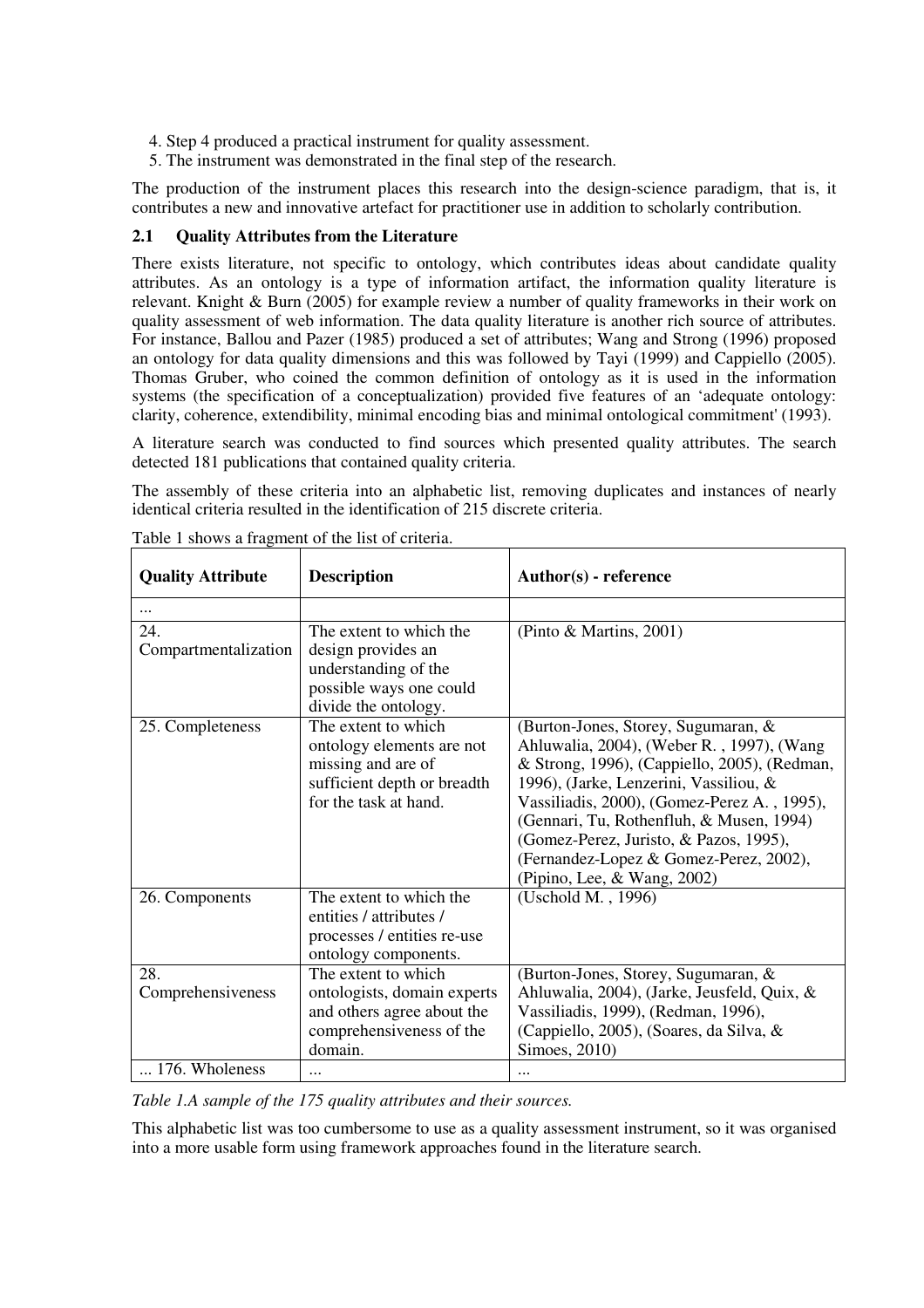4. Step 4 produced a practical instrument for quality assessment.
5. The instrument was demonstrated in the final step of the research.

The production of the instrument places this research into the design-science paradigm, that is, it contributes a new and innovative artefact for practitioner use in addition to scholarly contribution.

### 2.1 Quality Attributes from the Literature

There exists literature, not specific to ontology, which contributes ideas about candidate quality attributes. As an ontology is a type of information artifact, the information quality literature is relevant. Knight & Burn (2005) for example review a number of quality frameworks in their work on quality assessment of web information. The data quality literature is another rich source of attributes. For instance, Ballou and Pazer (1985) produced a set of attributes; Wang and Strong (1996) proposed an ontology for data quality dimensions and this was followed by Tayi (1999) and Cappiello (2005). Thomas Gruber, who coined the common definition of ontology as it is used in the information systems (the specification of a conceptualization) provided five features of an 'adequate ontology: clarity, coherence, extendibility, minimal encoding bias and minimal ontological commitment' (1993).

A literature search was conducted to find sources which presented quality attributes. The search detected 181 publications that contained quality criteria.

The assembly of these criteria into an alphabetic list, removing duplicates and instances of nearly identical criteria resulted in the identification of 215 discrete criteria.

Table 1 shows a fragment of the list of criteria.

| Quality Attribute | Description | Author(s) - reference |
|---|---|---|
| ... | | |
| 24. Compartmentalization | The extent to which the design provides an understanding of the possible ways one could divide the ontology. | (Pinto & Martins, 2001) |
| 25. Completeness | The extent to which ontology elements are not missing and are of sufficient depth or breadth for the task at hand. | (Burton-Jones, Storey, Sugumaran, & Ahluwalia, 2004), (Weber R. , 1997), (Wang & Strong, 1996), (Cappiello, 2005), (Redman, 1996), (Jarke, Lenzerini, Vassiliou, & Vassiliadis, 2000), (Gomez-Perez A. , 1995), (Gennari, Tu, Rothenfluh, & Musen, 1994) (Gomez-Perez, Juristo, & Pazos, 1995), (Fernandez-Lopez & Gomez-Perez, 2002), (Pipino, Lee, & Wang, 2002) |
| 26. Components | The extent to which the entities / attributes / processes / entities re-use ontology components. | (Uschold M. , 1996) |
| 28. Comprehensiveness | The extent to which ontologists, domain experts and others agree about the comprehensiveness of the domain. | (Burton-Jones, Storey, Sugumaran, & Ahluwalia, 2004), (Jarke, Jeusfeld, Quix, & Vassiliadis, 1999), (Redman, 1996), (Cappiello, 2005), (Soares, da Silva, & Simoes, 2010) |
| ... 176. Wholeness | ... | ... |

*Table 1.A sample of the 175 quality attributes and their sources.*

This alphabetic list was too cumbersome to use as a quality assessment instrument, so it was organised into a more usable form using framework approaches found in the literature search.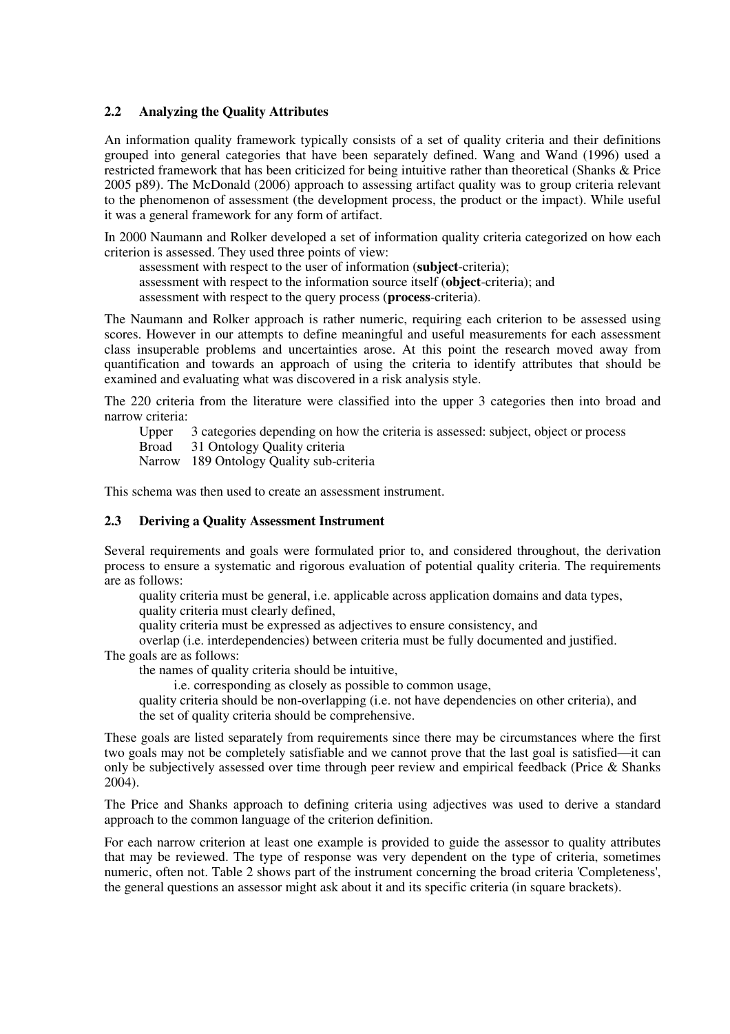### 2.2 Analyzing the Quality Attributes

An information quality framework typically consists of a set of quality criteria and their definitions grouped into general categories that have been separately defined. Wang and Wand (1996) used a restricted framework that has been criticized for being intuitive rather than theoretical (Shanks & Price 2005 p89). The McDonald (2006) approach to assessing artifact quality was to group criteria relevant to the phenomenon of assessment (the development process, the product or the impact). While useful it was a general framework for any form of artifact.

In 2000 Naumann and Rolker developed a set of information quality criteria categorized on how each criterion is assessed. They used three points of view:

- assessment with respect to the user of information (**subject**-criteria);
- assessment with respect to the information source itself (**object**-criteria); and
- assessment with respect to the query process (**process**-criteria).

The Naumann and Rolker approach is rather numeric, requiring each criterion to be assessed using scores. However in our attempts to define meaningful and useful measurements for each assessment class insuperable problems and uncertainties arose. At this point the research moved away from quantification and towards an approach of using the criteria to identify attributes that should be examined and evaluating what was discovered in a risk analysis style.

The 220 criteria from the literature were classified into the upper 3 categories then into broad and narrow criteria:

- Upper 3 categories depending on how the criteria is assessed: subject, object or process
- Broad 31 Ontology Quality criteria
- Narrow 189 Ontology Quality sub-criteria

This schema was then used to create an assessment instrument.

### 2.3 Deriving a Quality Assessment Instrument

Several requirements and goals were formulated prior to, and considered throughout, the derivation process to ensure a systematic and rigorous evaluation of potential quality criteria. The requirements are as follows:

- quality criteria must be general, i.e. applicable across application domains and data types,
- quality criteria must clearly defined,
- quality criteria must be expressed as adjectives to ensure consistency, and
- overlap (i.e. interdependencies) between criteria must be fully documented and justified.

The goals are as follows:

- the names of quality criteria should be intuitive,
  - i.e. corresponding as closely as possible to common usage,
- quality criteria should be non-overlapping (i.e. not have dependencies on other criteria), and
- the set of quality criteria should be comprehensive.

These goals are listed separately from requirements since there may be circumstances where the first two goals may not be completely satisfiable and we cannot prove that the last goal is satisfied—it can only be subjectively assessed over time through peer review and empirical feedback (Price & Shanks 2004).

The Price and Shanks approach to defining criteria using adjectives was used to derive a standard approach to the common language of the criterion definition.

For each narrow criterion at least one example is provided to guide the assessor to quality attributes that may be reviewed. The type of response was very dependent on the type of criteria, sometimes numeric, often not. Table 2 shows part of the instrument concerning the broad criteria 'Completeness', the general questions an assessor might ask about it and its specific criteria (in square brackets).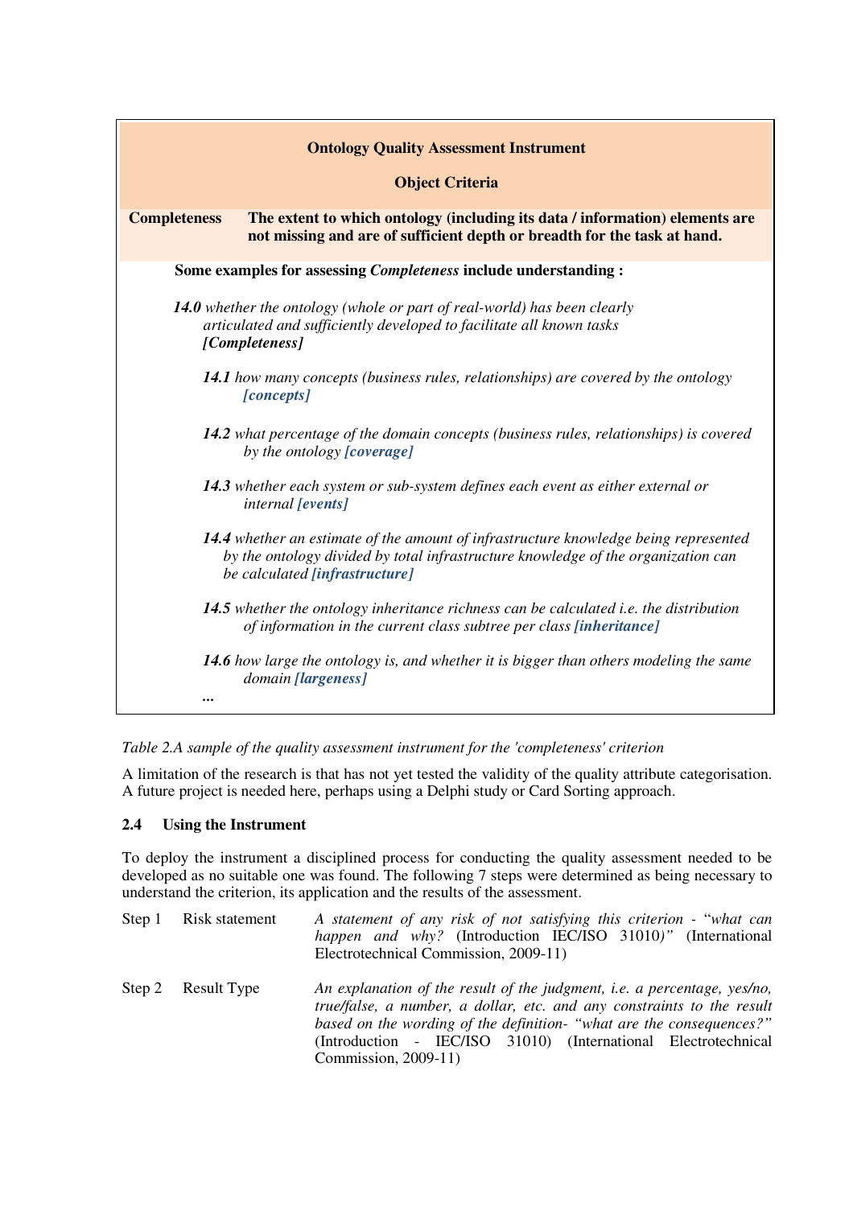| **Ontology Quality Assessment Instrument** | |
|---|---|
| **Object Criteria** | |
| **Completeness** | **The extent to which ontology (including its data / information) elements are not missing and are of sufficient depth or breadth for the task at hand.** |

**Some examples for assessing *Completeness* include understanding :**

***14.0*** *whether the ontology (whole or part of real-world) has been clearly articulated and sufficiently developed to facilitate all known tasks* ***[Completeness]***

- ***14.1*** *how many concepts (business rules, relationships) are covered by the ontology* ***[concepts]***
- ***14.2*** *what percentage of the domain concepts (business rules, relationships) is covered by the ontology* ***[coverage]***
- ***14.3*** *whether each system or sub-system defines each event as either external or internal* ***[events]***
- ***14.4*** *whether an estimate of the amount of infrastructure knowledge being represented by the ontology divided by total infrastructure knowledge of the organization can be calculated* ***[infrastructure]***
- ***14.5*** *whether the ontology inheritance richness can be calculated i.e. the distribution of information in the current class subtree per class* ***[inheritance]***
- ***14.6*** *how large the ontology is, and whether it is bigger than others modeling the same domain* ***[largeness]***

***...***

*Table 2.A sample of the quality assessment instrument for the 'completeness' criterion*

A limitation of the research is that has not yet tested the validity of the quality attribute categorisation. A future project is needed here, perhaps using a Delphi study or Card Sorting approach.

### 2.4 Using the Instrument

To deploy the instrument a disciplined process for conducting the quality assessment needed to be developed as no suitable one was found. The following 7 steps were determined as being necessary to understand the criterion, its application and the results of the assessment.

| | | |
|---|---|---|
| Step 1 | Risk statement | *A statement of any risk of not satisfying this criterion - "what can happen and why?* (Introduction IEC/ISO 31010*)"* (International Electrotechnical Commission, 2009-11) |
| Step 2 | Result Type | *An explanation of the result of the judgment, i.e. a percentage, yes/no, true/false, a number, a dollar, etc. and any constraints to the result based on the wording of the definition- "what are the consequences?"* (Introduction - IEC/ISO 31010) (International Electrotechnical Commission, 2009-11) |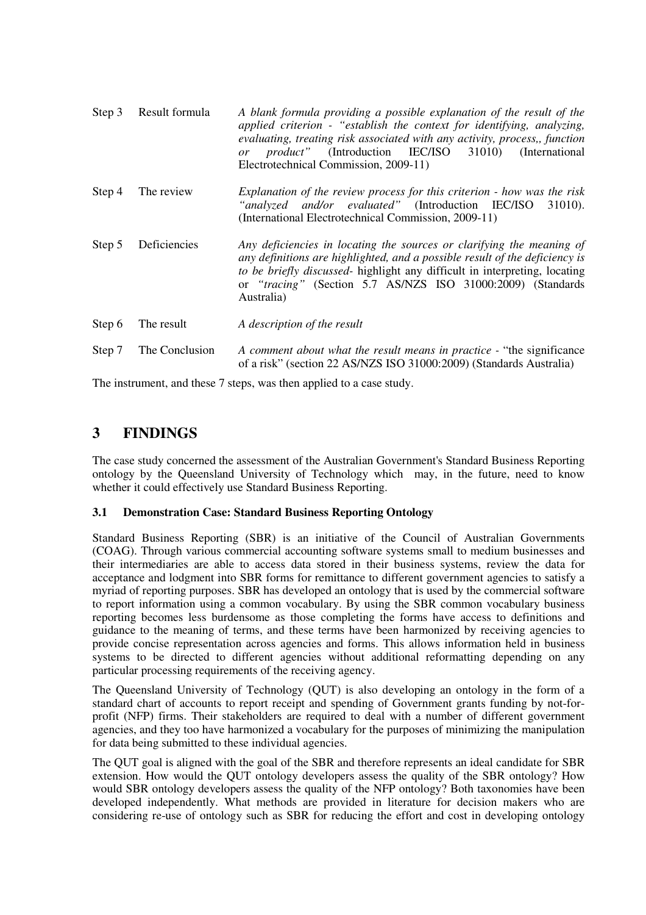| Step | Name | Description |
|---|---|---|
| Step 3 | Result formula | *A blank formula providing a possible explanation of the result of the applied criterion - "establish the context for identifying, analyzing, evaluating, treating risk associated with any activity, process,, function or product"* (Introduction IEC/ISO 31010) (International Electrotechnical Commission, 2009-11) |
| Step 4 | The review | *Explanation of the review process for this criterion - how was the risk "analyzed and/or evaluated"* (Introduction IEC/ISO 31010). (International Electrotechnical Commission, 2009-11) |
| Step 5 | Deficiencies | *Any deficiencies in locating the sources or clarifying the meaning of any definitions are highlighted, and a possible result of the deficiency is to be briefly discussed*- highlight any difficult in interpreting, locating or *"tracing"* (Section 5.7 AS/NZS ISO 31000:2009) (Standards Australia) |
| Step 6 | The result | *A description of the result* |
| Step 7 | The Conclusion | *A comment about what the result means in practice* - "the significance of a risk" (section 22 AS/NZS ISO 31000:2009) (Standards Australia) |

The instrument, and these 7 steps, was then applied to a case study.

# 3 FINDINGS

The case study concerned the assessment of the Australian Government's Standard Business Reporting ontology by the Queensland University of Technology which may, in the future, need to know whether it could effectively use Standard Business Reporting.

## 3.1 Demonstration Case: Standard Business Reporting Ontology

Standard Business Reporting (SBR) is an initiative of the Council of Australian Governments (COAG). Through various commercial accounting software systems small to medium businesses and their intermediaries are able to access data stored in their business systems, review the data for acceptance and lodgment into SBR forms for remittance to different government agencies to satisfy a myriad of reporting purposes. SBR has developed an ontology that is used by the commercial software to report information using a common vocabulary. By using the SBR common vocabulary business reporting becomes less burdensome as those completing the forms have access to definitions and guidance to the meaning of terms, and these terms have been harmonized by receiving agencies to provide concise representation across agencies and forms. This allows information held in business systems to be directed to different agencies without additional reformatting depending on any particular processing requirements of the receiving agency.

The Queensland University of Technology (QUT) is also developing an ontology in the form of a standard chart of accounts to report receipt and spending of Government grants funding by not-for-profit (NFP) firms. Their stakeholders are required to deal with a number of different government agencies, and they too have harmonized a vocabulary for the purposes of minimizing the manipulation for data being submitted to these individual agencies.

The QUT goal is aligned with the goal of the SBR and therefore represents an ideal candidate for SBR extension. How would the QUT ontology developers assess the quality of the SBR ontology? How would SBR ontology developers assess the quality of the NFP ontology? Both taxonomies have been developed independently. What methods are provided in literature for decision makers who are considering re-use of ontology such as SBR for reducing the effort and cost in developing ontology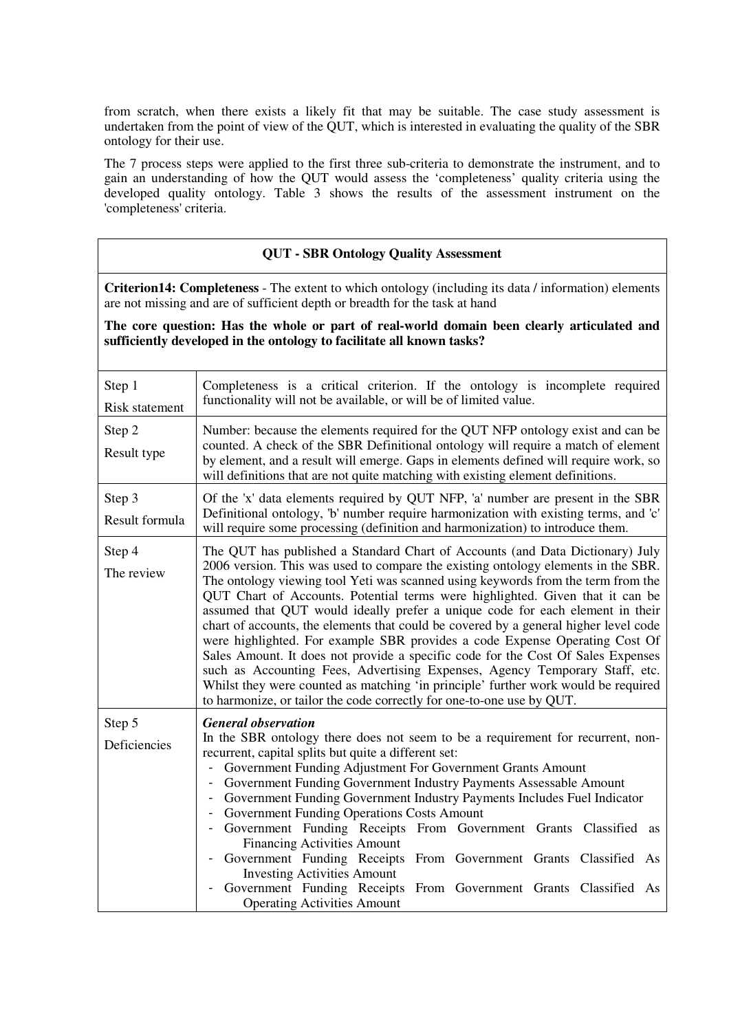from scratch, when there exists a likely fit that may be suitable. The case study assessment is undertaken from the point of view of the QUT, which is interested in evaluating the quality of the SBR ontology for their use.

The 7 process steps were applied to the first three sub-criteria to demonstrate the instrument, and to gain an understanding of how the QUT would assess the 'completeness' quality criteria using the developed quality ontology. Table 3 shows the results of the assessment instrument on the 'completeness' criteria.

| **QUT - SBR Ontology Quality Assessment** | |
|---|---|
| **Criterion14: Completeness** - The extent to which ontology (including its data / information) elements are not missing and are of sufficient depth or breadth for the task at hand<br><br>**The core question: Has the whole or part of real-world domain been clearly articulated and sufficiently developed in the ontology to facilitate all known tasks?** | |
| Step 1<br>Risk statement | Completeness is a critical criterion. If the ontology is incomplete required functionality will not be available, or will be of limited value. |
| Step 2<br>Result type | Number: because the elements required for the QUT NFP ontology exist and can be counted. A check of the SBR Definitional ontology will require a match of element by element, and a result will emerge. Gaps in elements defined will require work, so will definitions that are not quite matching with existing element definitions. |
| Step 3<br>Result formula | Of the 'x' data elements required by QUT NFP, 'a' number are present in the SBR Definitional ontology, 'b' number require harmonization with existing terms, and 'c' will require some processing (definition and harmonization) to introduce them. |
| Step 4<br>The review | The QUT has published a Standard Chart of Accounts (and Data Dictionary) July 2006 version. This was used to compare the existing ontology elements in the SBR. The ontology viewing tool Yeti was scanned using keywords from the term from the QUT Chart of Accounts. Potential terms were highlighted. Given that it can be assumed that QUT would ideally prefer a unique code for each element in their chart of accounts, the elements that could be covered by a general higher level code were highlighted. For example SBR provides a code Expense Operating Cost Of Sales Amount. It does not provide a specific code for the Cost Of Sales Expenses such as Accounting Fees, Advertising Expenses, Agency Temporary Staff, etc. Whilst they were counted as matching 'in principle' further work would be required to harmonize, or tailor the code correctly for one-to-one use by QUT. |
| Step 5<br>Deficiencies | ***General observation***<br>In the SBR ontology there does not seem to be a requirement for recurrent, non-recurrent, capital splits but quite a different set:<br>- Government Funding Adjustment For Government Grants Amount<br>- Government Funding Government Industry Payments Assessable Amount<br>- Government Funding Government Industry Payments Includes Fuel Indicator<br>- Government Funding Operations Costs Amount<br>- Government Funding Receipts From Government Grants Classified as Financing Activities Amount<br>- Government Funding Receipts From Government Grants Classified As Investing Activities Amount<br>- Government Funding Receipts From Government Grants Classified As Operating Activities Amount |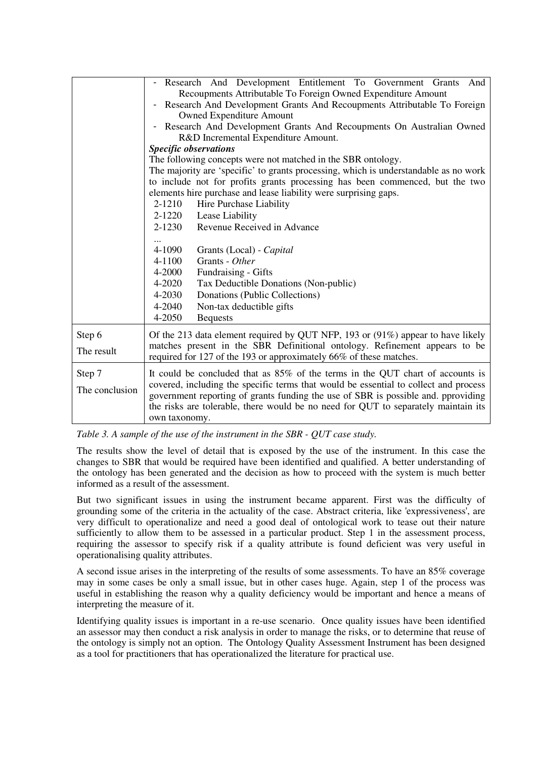| | |
|---|---|
| | - Research And Development Entitlement To Government Grants And Recoupments Attributable To Foreign Owned Expenditure Amount<br>- Research And Development Grants And Recoupments Attributable To Foreign Owned Expenditure Amount<br>- Research And Development Grants And Recoupments On Australian Owned R&D Incremental Expenditure Amount.<br>***Specific observations***<br>The following concepts were not matched in the SBR ontology.<br>The majority are 'specific' to grants processing, which is understandable as no work to include not for profits grants processing has been commenced, but the two elements hire purchase and lease liability were surprising gaps.<br>2-1210 Hire Purchase Liability<br>2-1220 Lease Liability<br>2-1230 Revenue Received in Advance<br>...<br>4-1090 Grants (Local) - *Capital*<br>4-1100 Grants - *Other*<br>4-2000 Fundraising - Gifts<br>4-2020 Tax Deductible Donations (Non-public)<br>4-2030 Donations (Public Collections)<br>4-2040 Non-tax deductible gifts<br>4-2050 Bequests |
| Step 6<br>The result | Of the 213 data element required by QUT NFP, 193 or (91%) appear to have likely matches present in the SBR Definitional ontology. Refinement appears to be required for 127 of the 193 or approximately 66% of these matches. |
| Step 7<br>The conclusion | It could be concluded that as 85% of the terms in the QUT chart of accounts is covered, including the specific terms that would be essential to collect and process government reporting of grants funding the use of SBR is possible and. pproviding the risks are tolerable, there would be no need for QUT to separately maintain its own taxonomy. |

*Table 3. A sample of the use of the instrument in the SBR - QUT case study.*

The results show the level of detail that is exposed by the use of the instrument. In this case the changes to SBR that would be required have been identified and qualified. A better understanding of the ontology has been generated and the decision as how to proceed with the system is much better informed as a result of the assessment.

But two significant issues in using the instrument became apparent. First was the difficulty of grounding some of the criteria in the actuality of the case. Abstract criteria, like 'expressiveness', are very difficult to operationalize and need a good deal of ontological work to tease out their nature sufficiently to allow them to be assessed in a particular product. Step 1 in the assessment process, requiring the assessor to specify risk if a quality attribute is found deficient was very useful in operationalising quality attributes.

A second issue arises in the interpreting of the results of some assessments. To have an 85% coverage may in some cases be only a small issue, but in other cases huge. Again, step 1 of the process was useful in establishing the reason why a quality deficiency would be important and hence a means of interpreting the measure of it.

Identifying quality issues is important in a re-use scenario. Once quality issues have been identified an assessor may then conduct a risk analysis in order to manage the risks, or to determine that reuse of the ontology is simply not an option. The Ontology Quality Assessment Instrument has been designed as a tool for practitioners that has operationalized the literature for practical use.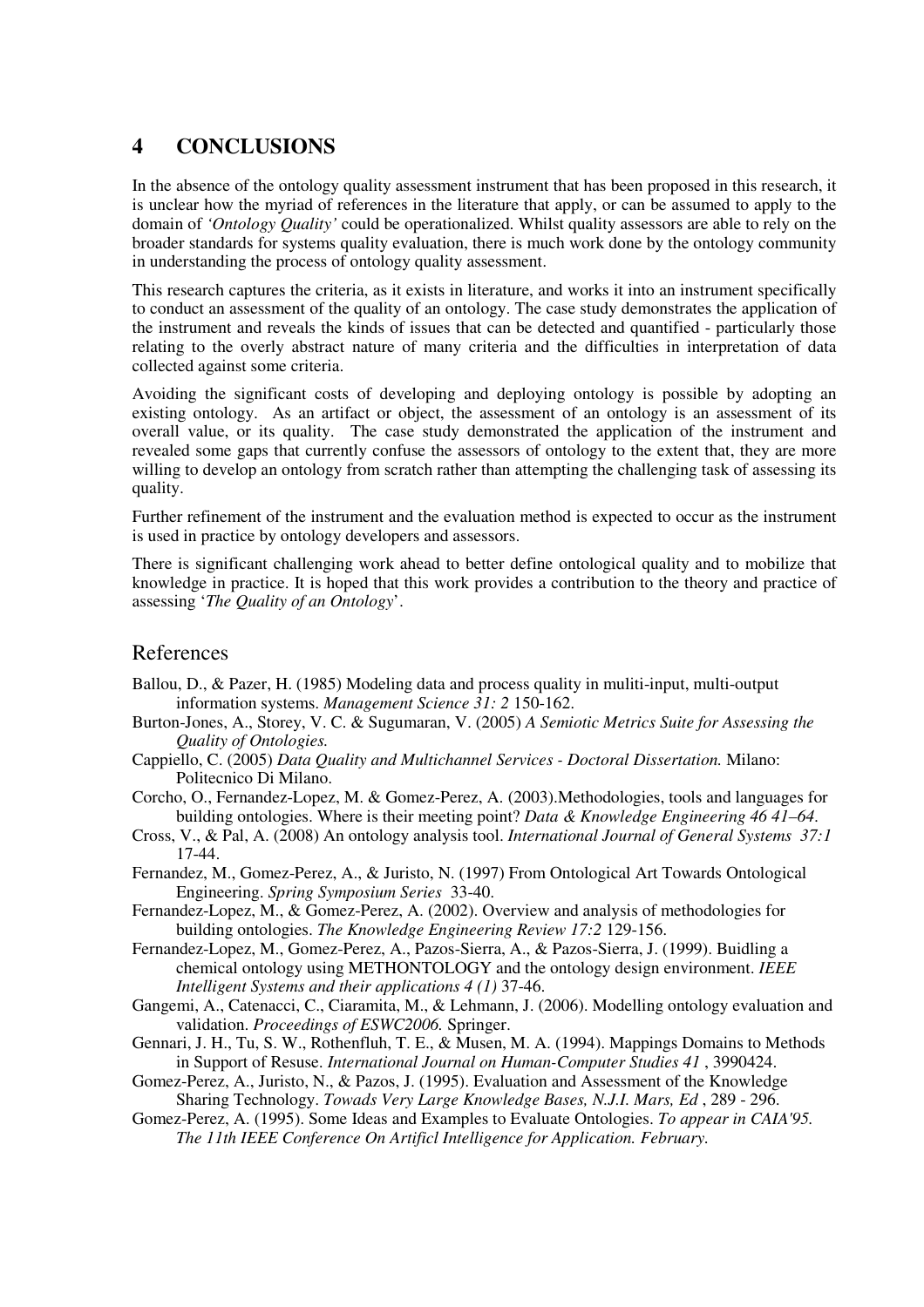## 4 CONCLUSIONS

In the absence of the ontology quality assessment instrument that has been proposed in this research, it is unclear how the myriad of references in the literature that apply, or can be assumed to apply to the domain of *'Ontology Quality'* could be operationalized. Whilst quality assessors are able to rely on the broader standards for systems quality evaluation, there is much work done by the ontology community in understanding the process of ontology quality assessment.

This research captures the criteria, as it exists in literature, and works it into an instrument specifically to conduct an assessment of the quality of an ontology. The case study demonstrates the application of the instrument and reveals the kinds of issues that can be detected and quantified - particularly those relating to the overly abstract nature of many criteria and the difficulties in interpretation of data collected against some criteria.

Avoiding the significant costs of developing and deploying ontology is possible by adopting an existing ontology. As an artifact or object, the assessment of an ontology is an assessment of its overall value, or its quality. The case study demonstrated the application of the instrument and revealed some gaps that currently confuse the assessors of ontology to the extent that, they are more willing to develop an ontology from scratch rather than attempting the challenging task of assessing its quality.

Further refinement of the instrument and the evaluation method is expected to occur as the instrument is used in practice by ontology developers and assessors.

There is significant challenging work ahead to better define ontological quality and to mobilize that knowledge in practice. It is hoped that this work provides a contribution to the theory and practice of assessing '*The Quality of an Ontology*'.

## References

Ballou, D., & Pazer, H. (1985) Modeling data and process quality in muliti-input, multi-output information systems. *Management Science 31: 2* 150-162.

Burton-Jones, A., Storey, V. C. & Sugumaran, V. (2005) *A Semiotic Metrics Suite for Assessing the Quality of Ontologies.*

Cappiello, C. (2005) *Data Quality and Multichannel Services - Doctoral Dissertation.* Milano: Politecnico Di Milano.

Corcho, O., Fernandez-Lopez, M. & Gomez-Perez, A. (2003).Methodologies, tools and languages for building ontologies. Where is their meeting point? *Data & Knowledge Engineering 46 41–64*.

Cross, V., & Pal, A. (2008) An ontology analysis tool. *International Journal of General Systems 37:1* 17-44.

Fernandez, M., Gomez-Perez, A., & Juristo, N. (1997) From Ontological Art Towards Ontological Engineering. *Spring Symposium Series* 33-40.

Fernandez-Lopez, M., & Gomez-Perez, A. (2002). Overview and analysis of methodologies for building ontologies. *The Knowledge Engineering Review 17:2* 129-156.

Fernandez-Lopez, M., Gomez-Perez, A., Pazos-Sierra, A., & Pazos-Sierra, J. (1999). Buidling a chemical ontology using METHONTOLOGY and the ontology design environment. *IEEE Intelligent Systems and their applications 4 (1)* 37-46.

Gangemi, A., Catenacci, C., Ciaramita, M., & Lehmann, J. (2006). Modelling ontology evaluation and validation. *Proceedings of ESWC2006.* Springer.

Gennari, J. H., Tu, S. W., Rothenfluh, T. E., & Musen, M. A. (1994). Mappings Domains to Methods in Support of Resuse. *International Journal on Human-Computer Studies 41* , 3990424.

Gomez-Perez, A., Juristo, N., & Pazos, J. (1995). Evaluation and Assessment of the Knowledge Sharing Technology. *Towads Very Large Knowledge Bases, N.J.I. Mars, Ed* , 289 - 296.

Gomez-Perez, A. (1995). Some Ideas and Examples to Evaluate Ontologies. *To appear in CAIA'95. The 11th IEEE Conference On Artificl Intelligence for Application. February.*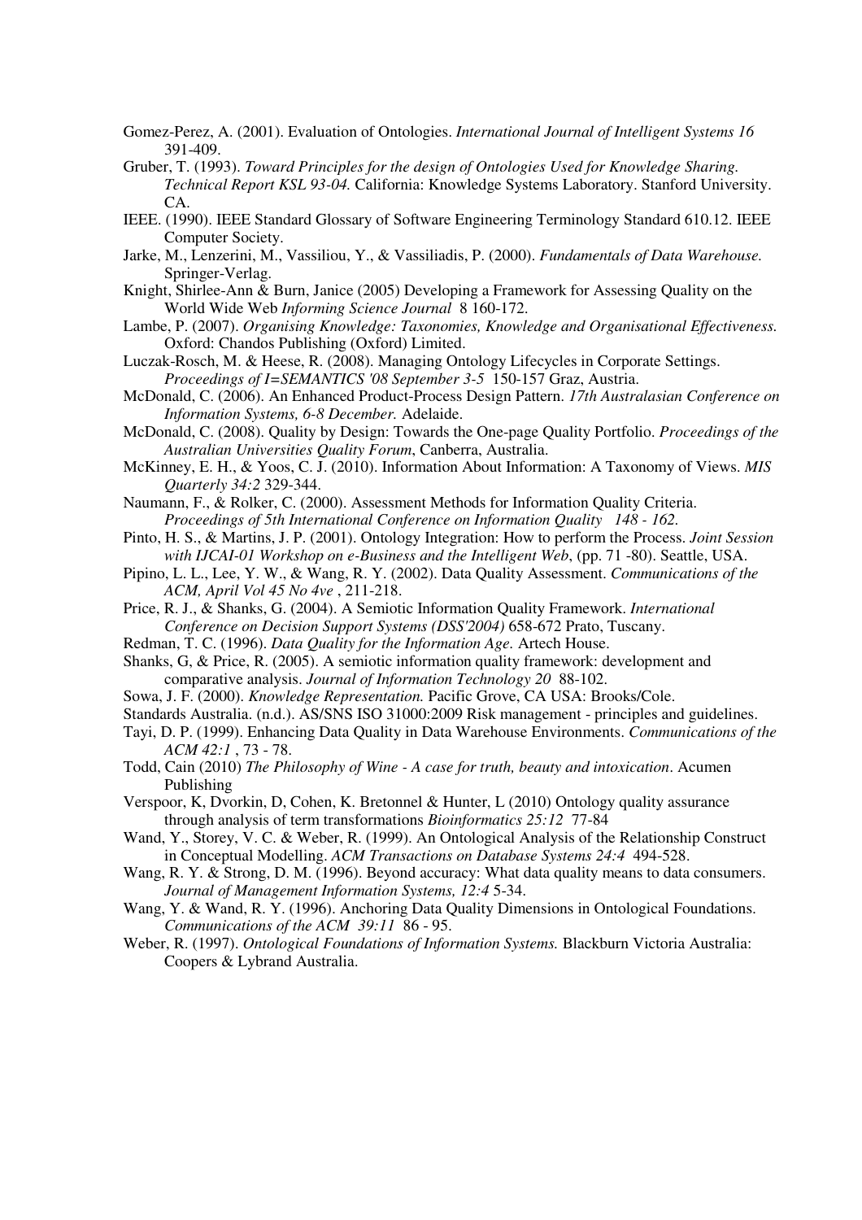Gomez-Perez, A. (2001). Evaluation of Ontologies. *International Journal of Intelligent Systems 16* 391-409.

Gruber, T. (1993). *Toward Principles for the design of Ontologies Used for Knowledge Sharing. Technical Report KSL 93-04.* California: Knowledge Systems Laboratory. Stanford University. CA.

IEEE. (1990). IEEE Standard Glossary of Software Engineering Terminology Standard 610.12. IEEE Computer Society.

Jarke, M., Lenzerini, M., Vassiliou, Y., & Vassiliadis, P. (2000). *Fundamentals of Data Warehouse.* Springer-Verlag.

Knight, Shirlee-Ann & Burn, Janice (2005) Developing a Framework for Assessing Quality on the World Wide Web *Informing Science Journal* 8 160-172.

Lambe, P. (2007). *Organising Knowledge: Taxonomies, Knowledge and Organisational Effectiveness.* Oxford: Chandos Publishing (Oxford) Limited.

Luczak-Rosch, M. & Heese, R. (2008). Managing Ontology Lifecycles in Corporate Settings. *Proceedings of I=SEMANTICS '08 September 3-5* 150-157 Graz, Austria.

McDonald, C. (2006). An Enhanced Product-Process Design Pattern. *17th Australasian Conference on Information Systems, 6-8 December.* Adelaide.

McDonald, C. (2008). Quality by Design: Towards the One-page Quality Portfolio. *Proceedings of the Australian Universities Quality Forum*, Canberra, Australia.

McKinney, E. H., & Yoos, C. J. (2010). Information About Information: A Taxonomy of Views. *MIS Quarterly 34:2* 329-344.

Naumann, F., & Rolker, C. (2000). Assessment Methods for Information Quality Criteria. *Proceedings of 5th International Conference on Information Quality 148 - 162.*

Pinto, H. S., & Martins, J. P. (2001). Ontology Integration: How to perform the Process. *Joint Session with IJCAI-01 Workshop on e-Business and the Intelligent Web*, (pp. 71 -80). Seattle, USA.

Pipino, L. L., Lee, Y. W., & Wang, R. Y. (2002). Data Quality Assessment. *Communications of the ACM, April Vol 45 No 4ve* , 211-218.

Price, R. J., & Shanks, G. (2004). A Semiotic Information Quality Framework. *International Conference on Decision Support Systems (DSS'2004)* 658-672 Prato, Tuscany.

Redman, T. C. (1996). *Data Quality for the Information Age.* Artech House.

Shanks, G, & Price, R. (2005). A semiotic information quality framework: development and comparative analysis. *Journal of Information Technology 20* 88-102.

Sowa, J. F. (2000). *Knowledge Representation.* Pacific Grove, CA USA: Brooks/Cole.

Standards Australia. (n.d.). AS/SNS ISO 31000:2009 Risk management - principles and guidelines.

Tayi, D. P. (1999). Enhancing Data Quality in Data Warehouse Environments. *Communications of the ACM 42:1* , 73 - 78.

Todd, Cain (2010) *The Philosophy of Wine - A case for truth, beauty and intoxication*. Acumen Publishing

Verspoor, K, Dvorkin, D, Cohen, K. Bretonnel & Hunter, L (2010) Ontology quality assurance through analysis of term transformations *Bioinformatics 25:12* 77-84

Wand, Y., Storey, V. C. & Weber, R. (1999). An Ontological Analysis of the Relationship Construct in Conceptual Modelling. *ACM Transactions on Database Systems 24:4* 494-528.

Wang, R. Y. & Strong, D. M. (1996). Beyond accuracy: What data quality means to data consumers. *Journal of Management Information Systems, 12:4* 5-34.

Wang, Y. & Wand, R. Y. (1996). Anchoring Data Quality Dimensions in Ontological Foundations. *Communications of the ACM 39:11* 86 - 95.

Weber, R. (1997). *Ontological Foundations of Information Systems.* Blackburn Victoria Australia: Coopers & Lybrand Australia.